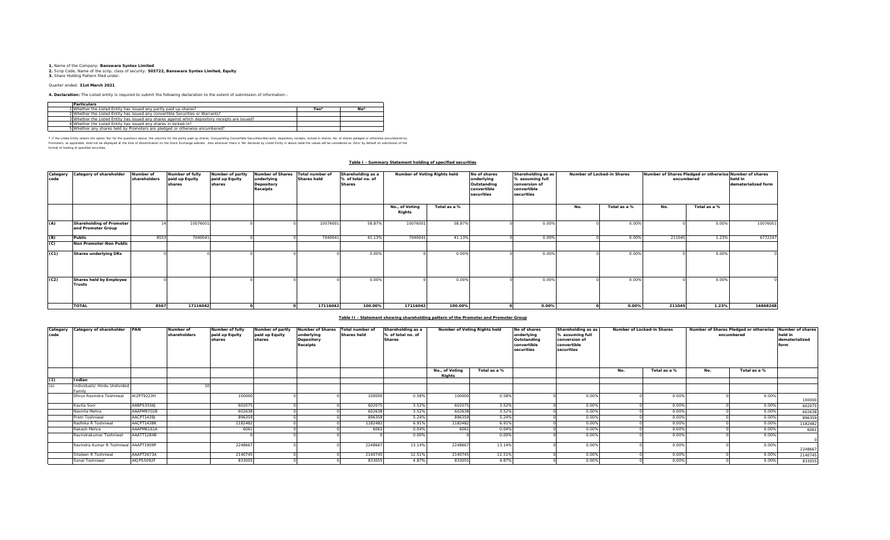**1.** Name of the Company: **Banswara Syntex Limited**
**2.** Scrip Code, Name of the scrip, class of security: **503722, Banswara Syntex Limited, Equity**
**3.** Share Holding Pattern filed under:

Quarter ended: **31st March 2021**

**4. Declaration:** The Listed entity is required to submit the following declaration to the extent of submission of information:-

| | Particulars | Yes* | No* |
|---|---|---|---|
| 1 | Whether the Listed Entity has issued any partly paid up shares? | | |
| 2 | Whether the Listed Entity has issued any convertible Securities or Warrants? | | |
| 3 | Whether the Listed Entity has issued any shares against which depository receipts are issued? | | |
| 4 | Whether the Listed Entity has issued any shares in locked-in? | | |
| 5 | Whether any shares held by Promoters are pledged or otherwise encumbered? | | |

* If the Listed Entity selects the option 'No' for the questions above, the columns for the partly paid up shares, Outstanding Convertible Securities/Warrants, depository receipts, locked-in shares, No. of shares pledged or otherwise encumbered by Promoters, as applicable, shall not be displayed at the time of dissemination on the Stock Exchange website. Also wherever there is 'No' declared by Listed Entity in above table the values will be considered as 'Zero' by default on submission of the format of holding of specified securities.

## Table I - Summary Statement holding of specified securities

| Category code | Category of shareholder | Number of shareholders | Number of fully paid up Equity shares | Number of partly paid up Equity shares | Number of Shares underlying Depository Receipts | Total number of Shares held | Shareholding as a % of total no. of Shares | Number of Voting Rights held | | No of shares underlying Outstanding convertible securities | Shareholding as as % assuming full conversion of convertible securities | Number of Locked-in Shares | | Number of Shares Pledged or otherwise encumbered | | Number of shares held in dematerialized form |
|---|---|---|---|---|---|---|---|---|---|---|---|---|---|---|---|---|
| | | | | | | | | No., of Voting Rights | Total as a % | | | No. | Total as a % | No. | Total as a % | |
| (A) | Shareholding of Promoter and Promoter Group | 14 | 10076001 | 0 | 0 | 10076001 | 58.87% | 10076001 | 58.87% | 0 | 0.00% | 0 | 0.00% | 0 | 0.00% | 10076001 |
| (B) | Public | 8553 | 7040041 | 0 | 0 | 7040041 | 41.13% | 7040041 | 41.13% | 0 | 0.00% | 0 | 0.00% | 211045 | 1.23% | 6772247 |
| (C) | Non Promoter-Non Public | | | | | | | | | | | | | | | |
| (C1) | Shares underlying DRs | 0 | 0 | 0 | 0 | 0 | 0.00% | 0 | 0.00% | 0 | 0.00% | 0 | 0.00% | 0 | 0.00% | 0 |
| (C2) | Shares held by Employee Trusts | 0 | 0 | 0 | 0 | 0 | 0.00% | 0 | 0.00% | 0 | 0.00% | 0 | 0.00% | 0 | 0.00% | 0 |
| | **TOTAL** | **8567** | **17116042** | **0** | **0** | **17116042** | **100.00%** | **17116042** | **100.00%** | **0** | **0.00%** | **0** | **0.00%** | **211045** | **1.23%** | **16848248** |

## Table II - Statement showing shareholding pattern of the Promoter and Promoter Group

| Category code | Category of shareholder | PAN | Number of shareholders | Number of fully paid up Equity shares | Number of partly paid up Equity shares | Number of Shares underlying Depository Receipts | Total number of Shares held | Shareholding as a % of total no. of Shares | Number of Voting Rights held | | No of shares underlying Outstanding convertible securities | Shareholding as as % assuming full conversion of convertible securities | Number of Locked-in Shares | | Number of Shares Pledged or otherwise encumbered | | Number of shares held in dematerialized form |
|---|---|---|---|---|---|---|---|---|---|---|---|---|---|---|---|---|---|
| | | | | | | | | | No., of Voting Rights | Total as a % | | | No. | Total as a % | No. | Total as a % | |
| (1) | Indian | | | | | | | | | | | | | | | | |
| (a) | Individuals/ Hindu Undivided Family | | 10 | | | | | | | | | | | | | | |
| | Dhruv Ravindra Toshniwal | AIZPT9223H | | 100000 | 0 | 0 | 100000 | 0.58% | 100000 | 0.58% | 0 | 0.00% | 0 | 0.00% | 0 | 0.00% | 100000 |
| | Kavita Soni | AABPS3556J | | 602075 | 0 | 0 | 602075 | 3.52% | 602075 | 3.52% | 0 | 0.00% | 0 | 0.00% | 0 | 0.00% | 602075 |
| | Navnita Mehra | AAAPM9702B | | 602638 | 0 | 0 | 602638 | 3.52% | 602638 | 3.52% | 0 | 0.00% | 0 | 0.00% | 0 | 0.00% | 602638 |
| | Prem Toshniwal | AACPT1439J | | 896359 | 0 | 0 | 896359 | 5.24% | 896359 | 5.24% | 0 | 0.00% | 0 | 0.00% | 0 | 0.00% | 896359 |
| | Radhika R Toshniwal | AACPT1438K | | 1182482 | 0 | 0 | 1182482 | 6.91% | 1182482 | 6.91% | 0 | 0.00% | 0 | 0.00% | 0 | 0.00% | 1182482 |
| | Rakesh Mehra | AAAPM6161A | | 6061 | 0 | 0 | 6061 | 0.04% | 6061 | 0.04% | 0 | 0.00% | 0 | 0.00% | 0 | 0.00% | 6061 |
| | Ravindrakumar Toshniwal | AAATT1284B | | 0 | 0 | 0 | 0 | 0.00% | 0 | 0.00% | 0 | 0.00% | 0 | 0.00% | 0 | 0.00% | 0 |
| | Ravindra Kumar R Toshniwal | AAAPT1909P | | 2248667 | 0 | 0 | 2248667 | 13.14% | 2248667 | 13.14% | 0 | 0.00% | 0 | 0.00% | 0 | 0.00% | 2248667 |
| | Shaleen R Toshniwal | AAAPT2673A | | 2140745 | 0 | 0 | 2140745 | 12.51% | 2140745 | 12.51% | 0 | 0.00% | 0 | 0.00% | 0 | 0.00% | 2140745 |
| | Sonal Toshniwal | AKJPS5092F | | 833055 | 0 | 0 | 833055 | 4.87% | 833055 | 4.87% | 0 | 0.00% | 0 | 0.00% | 0 | 0.00% | 833055 |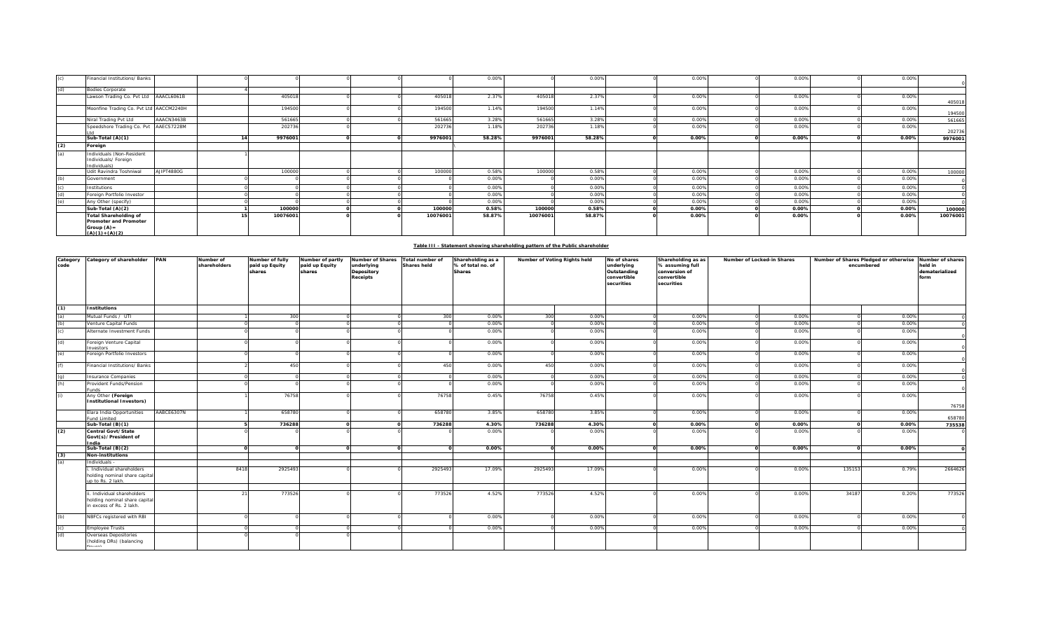| (c) | Financial Institutions/ Banks | | 0 | 0 | 0 | 0 | 0 | 0.00% | 0 | 0.00% | 0 | 0.00% | 0 | 0.00% | 0 | 0.00% | 0 |
|---|---|---|---|---|---|---|---|---|---|---|---|---|---|---|---|---|---|
| (d) | Bodies Corporate | | 4 | | | | | | | | | | | | | | |
| | Lawson Trading Co. Pvt Ltd | AAACL6061B | | 405018 | 0 | 0 | 405018 | 2.37% | 405018 | 2.37% | 0 | 0.00% | 0 | 0.00% | 0 | 0.00% | 405018 |
| | Moonfine Trading Co. Pvt Ltd | AACCM2240H | | 194500 | 0 | 0 | 194500 | 1.14% | 194500 | 1.14% | 0 | 0.00% | 0 | 0.00% | 0 | 0.00% | 194500 |
| | Nirai Trading Pvt Ltd | AAACN3463B | | 561665 | 0 | 0 | 561665 | 3.28% | 561665 | 3.28% | 0 | 0.00% | 0 | 0.00% | 0 | 0.00% | 561665 |
| | Speedshore Trading Co. Pvt Ltd | AAECS7228M | | 202736 | 0 | | 202736 | 1.18% | 202736 | 1.18% | 0 | 0.00% | 0 | 0.00% | 0 | 0.00% | 202736 |
| | **Sub-Total (A)(1)** | | **14** | **9976001** | **0** | **0** | **9976001** | **58.28%** | **9976001** | **58.28%** | **0** | **0.00%** | **0** | **0.00%** | **0** | **0.00%** | **9976001** |
| **(2)** | **Foreign** | | | | | | | | | | | | | | | | |
| (a) | Individuals (Non-Resident Individuals/ Foreign Individuals) | | 1 | | | | | | | | | | | | | | |
| | Udit Ravindra Toshniwal | AJIPT4880G | | 100000 | 0 | 0 | 100000 | 0.58% | 100000 | 0.58% | 0 | 0.00% | 0 | 0.00% | 0 | 0.00% | 100000 |
| (b) | Government | | 0 | 0 | 0 | 0 | 0 | 0.00% | 0 | 0.00% | 0 | 0.00% | 0 | 0.00% | 0 | 0.00% | 0 |
| (c) | Institutions | | 0 | 0 | 0 | 0 | 0 | 0.00% | 0 | 0.00% | 0 | 0.00% | 0 | 0.00% | 0 | 0.00% | 0 |
| (d) | Foreign Portfolio Investor | | 0 | 0 | 0 | 0 | 0 | 0.00% | 0 | 0.00% | 0 | 0.00% | 0 | 0.00% | 0 | 0.00% | 0 |
| (e) | Any Other (specify) | | 0 | 0 | 0 | 0 | 0 | 0.00% | 0 | 0.00% | 0 | 0.00% | 0 | 0.00% | 0 | 0.00% | 0 |
| | **Sub-Total (A)(2)** | | **1** | **100000** | **0** | **0** | **100000** | **0.58%** | **100000** | **0.58%** | **0** | **0.00%** | **0** | **0.00%** | **0** | **0.00%** | **100000** |
| | **Total Shareholding of Promoter and Promoter Group (A)= (A)(1)+(A)(2)** | | **15** | **10076001** | **0** | **0** | **10076001** | **58.87%** | **10076001** | **58.87%** | **0** | **0.00%** | **0** | **0.00%** | **0** | **0.00%** | **10076001** |

**Table III - Statement showing shareholding pattern of the Public shareholder**

| Category code | Category of shareholder | PAN | Number of shareholders | Number of fully paid up Equity shares | Number of partly paid up Equity shares | Number of Shares underlying Depository Receipts | Total number of Shares held | Shareholding as a % of total no. of Shares | Number of Voting Rights held | | No of shares underlying Outstanding convertible securities | Shareholding as as % assuming full conversion of convertible securities | Number of Locked-in Shares | | Number of Shares Pledged or otherwise encumbered | | Number of shares held in dematerialized form |
|---|---|---|---|---|---|---|---|---|---|---|---|---|---|---|---|---|---|
| **(1)** | **Institutions** | | | | | | | | | | | | | | | | |
| (a) | Mutual Funds / UTI | | 1 | 300 | 0 | 0 | 300 | 0.00% | 300 | 0.00% | 0 | 0.00% | 0 | 0.00% | 0 | 0.00% | 0 |
| (b) | Venture Capital Funds | | 0 | 0 | 0 | 0 | 0 | 0.00% | 0 | 0.00% | 0 | 0.00% | 0 | 0.00% | 0 | 0.00% | 0 |
| (c) | Alternate Investment Funds | | 0 | 0 | 0 | 0 | 0 | 0.00% | 0 | 0.00% | 0 | 0.00% | 0 | 0.00% | 0 | 0.00% | 0 |
| (d) | Foreign Venture Capital Investors | | 0 | 0 | 0 | 0 | 0 | 0.00% | 0 | 0.00% | 0 | 0.00% | 0 | 0.00% | 0 | 0.00% | 0 |
| (e) | Foreign Portfolio Investors | | 0 | 0 | 0 | 0 | 0 | 0.00% | 0 | 0.00% | 0 | 0.00% | 0 | 0.00% | 0 | 0.00% | 0 |
| (f) | Financial Institutions/ Banks | | 2 | 450 | 0 | 0 | 450 | 0.00% | 450 | 0.00% | 0 | 0.00% | 0 | 0.00% | 0 | 0.00% | 0 |
| (g) | Insurance Companies | | 0 | 0 | 0 | 0 | 0 | 0.00% | 0 | 0.00% | 0 | 0.00% | 0 | 0.00% | 0 | 0.00% | 0 |
| (h) | Provident Funds/Pension Funds | | 0 | 0 | 0 | 0 | 0 | 0.00% | 0 | 0.00% | 0 | 0.00% | 0 | 0.00% | 0 | 0.00% | 0 |
| (i) | Any Other **(Foreign Institutional Investors)** | | 1 | 76758 | 0 | 0 | 76758 | 0.45% | 76758 | 0.45% | 0 | 0.00% | 0 | 0.00% | 0 | 0.00% | 76758 |
| | Elara India Opportunities Fund Limited | AABCE6307N | 1 | 658780 | 0 | 0 | 658780 | 3.85% | 658780 | 3.85% | 0 | 0.00% | 0 | 0.00% | 0 | 0.00% | 658780 |
| | **Sub-Total (B)(1)** | | **5** | **736288** | **0** | **0** | **736288** | **4.30%** | **736288** | **4.30%** | **0** | **0.00%** | **0** | **0.00%** | **0** | **0.00%** | **735538** |
| **(2)** | **Central Govt/State Govt(s)/President of India** | | 0 | 0 | 0 | 0 | 0 | 0.00% | 0 | 0.00% | 0 | 0.00% | 0 | 0.00% | 0 | 0.00% | 0 |
| | **Sub-Total (B)(2)** | | **0** | **0** | **0** | **0** | **0** | **0.00%** | **0** | **0.00%** | **0** | **0.00%** | **0** | **0.00%** | **0** | **0.00%** | **0** |
| **(3)** | **Non-institutions** | | | | | | | | | | | | | | | | |
| (a) | Individuals - | | | | | | | | | | | | | | | | |
| | i. Individual shareholders holding nominal share capital up to Rs. 2 lakh. | | 8418 | 2925493 | 0 | 0 | 2925493 | 17.09% | 2925493 | 17.09% | 0 | 0.00% | 0 | 0.00% | 135153 | 0.79% | 2664626 |
| | ii. Individual shareholders holding nominal share capital in excess of Rs. 2 lakh. | | 21 | 773526 | 0 | 0 | 773526 | 4.52% | 773526 | 4.52% | 0 | 0.00% | 0 | 0.00% | 34187 | 0.20% | 773526 |
| (b) | NBFCs registered with RBI | | 0 | 0 | 0 | 0 | 0 | 0.00% | 0 | 0.00% | 0 | 0.00% | 0 | 0.00% | 0 | 0.00% | 0 |
| (c) | Employee Trusts | | 0 | 0 | 0 | 0 | 0 | 0.00% | 0 | 0.00% | 0 | 0.00% | 0 | 0.00% | 0 | 0.00% | 0 |
| (d) | Overseas Depositories (holding DRs) (balancing figure) | | 0 | 0 | 0 | | | | | | | | | | | | |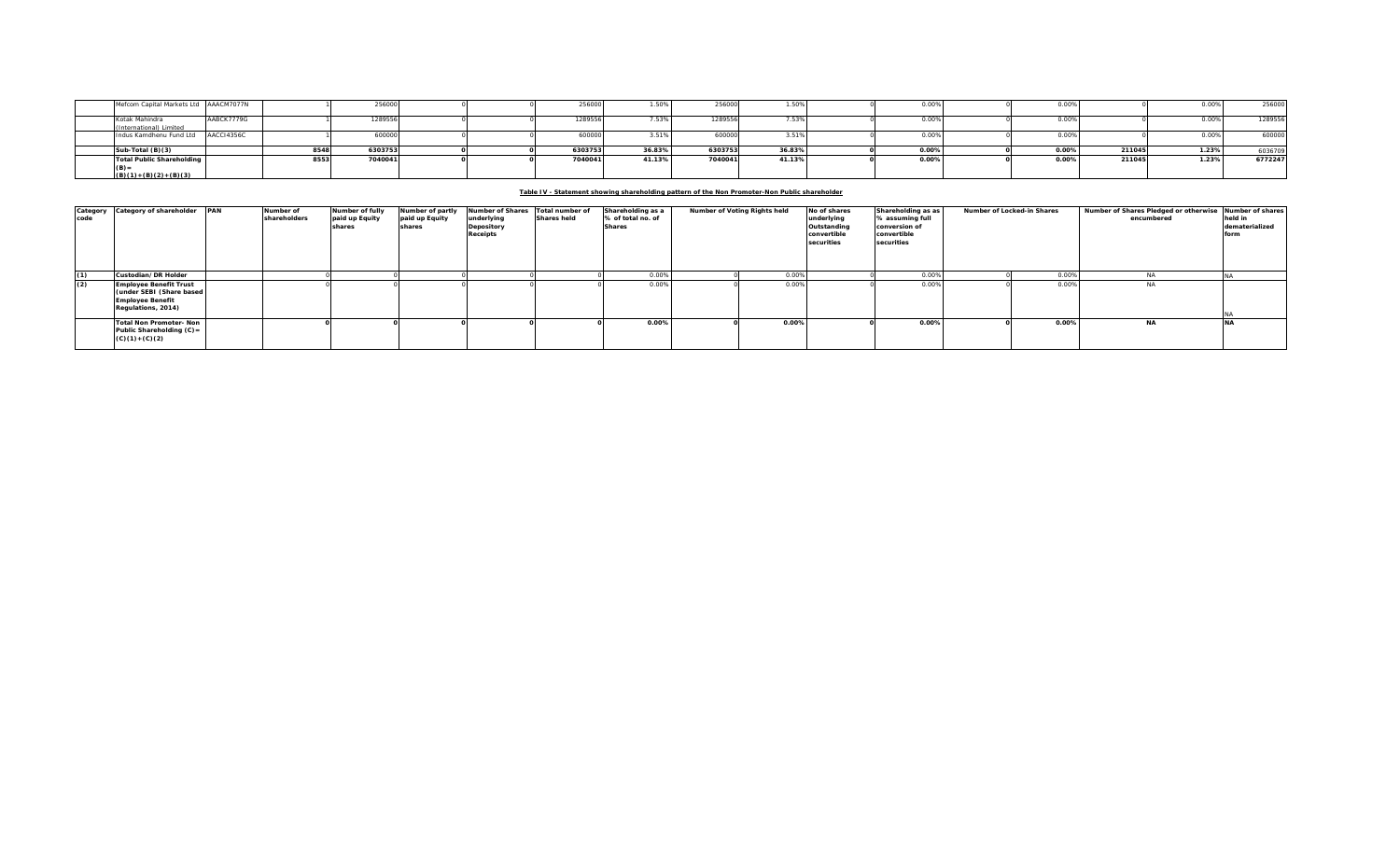| | | | | | | | | | | | | | | | | | |
|---|---|---|---|---|---|---|---|---|---|---|---|---|---|---|---|---|---|
| | Mefcom Capital Markets Ltd | AAACM7077N | 1 | 256000 | 0 | 0 | 256000 | 1.50% | 256000 | 1.50% | 0 | 0.00% | 0 | 0.00% | 0 | 0.00% | 256000 |
| | Kotak Mahindra (International) Limited | AABCK7779G | 1 | 1289556 | 0 | 0 | 1289556 | 7.53% | 1289556 | 7.53% | 0 | 0.00% | 0 | 0.00% | 0 | 0.00% | 1289556 |
| | Indus Kamdhenu Fund Ltd | AACCI4356C | 1 | 600000 | 0 | 0 | 600000 | 3.51% | 600000 | 3.51% | 0 | 0.00% | 0 | 0.00% | 0 | 0.00% | 600000 |
| | **Sub-Total (B)(3)** | | **8548** | **6303753** | **0** | **0** | **6303753** | **36.83%** | **6303753** | **36.83%** | **0** | **0.00%** | **0** | **0.00%** | **211045** | **1.23%** | **6036709** |
| | **Total Public Shareholding (B)= (B)(1)+(B)(2)+(B)(3)** | | **8553** | **7040041** | **0** | **0** | **7040041** | **41.13%** | **7040041** | **41.13%** | **0** | **0.00%** | **0** | **0.00%** | **211045** | **1.23%** | **6772247** |

**Table IV - Statement showing shareholding pattern of the Non Promoter-Non Public shareholder**

| Category code | Category of shareholder | PAN | Number of shareholders | Number of fully paid up Equity shares | Number of partly paid up Equity shares | Number of Shares underlying Depository Receipts | Total number of Shares held | Shareholding as a % of total no. of Shares | Number of Voting Rights held | | No of shares underlying Outstanding convertible securities | Shareholding as as % assuming full conversion of convertible securities | Number of Locked-in Shares | | Number of Shares Pledged or otherwise encumbered | | Number of shares held in dematerialized form |
|---|---|---|---|---|---|---|---|---|---|---|---|---|---|---|---|---|---|
| (1) | **Custodian/DR Holder** | | 0 | 0 | 0 | 0 | 0 | 0.00% | 0 | 0.00% | 0 | 0.00% | 0 | 0.00% | NA | | NA |
| (2) | **Employee Benefit Trust (under SEBI (Share based Employee Benefit Regulations, 2014)** | | 0 | 0 | 0 | 0 | 0 | 0.00% | 0 | 0.00% | 0 | 0.00% | 0 | 0.00% | NA | | NA |
| | **Total Non Promoter- Non Public Shareholding (C)= (C)(1)+(C)(2)** | | **0** | **0** | **0** | **0** | **0** | **0.00%** | **0** | **0.00%** | **0** | **0.00%** | **0** | **0.00%** | **NA** | | **NA** |